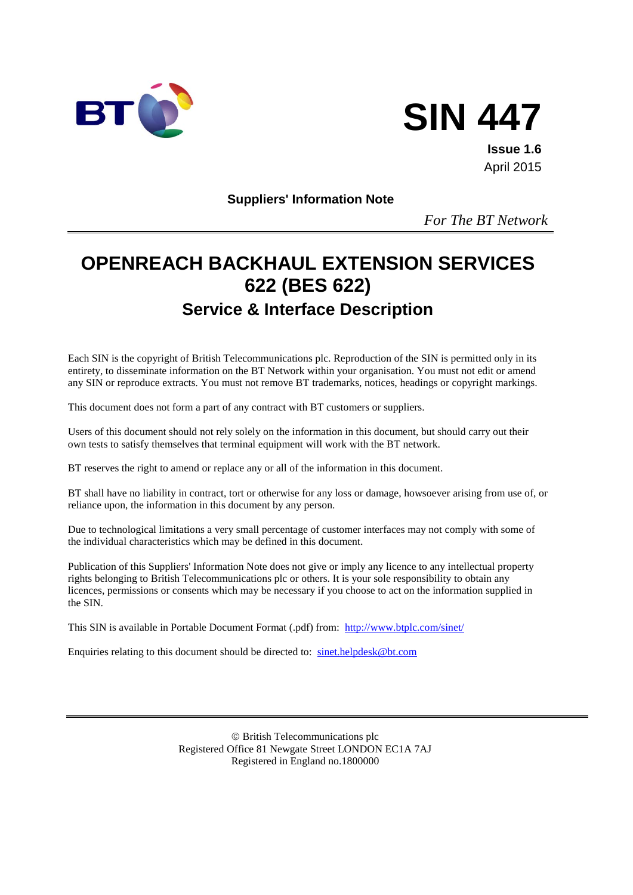# SIN 447

**Issue 1.6**
April 2015

**Suppliers' Information Note**

*For The BT Network*

# OPENREACH BACKHAUL EXTENSION SERVICES 622 (BES 622)

## Service & Interface Description

Each SIN is the copyright of British Telecommunications plc. Reproduction of the SIN is permitted only in its entirety, to disseminate information on the BT Network within your organisation. You must not edit or amend any SIN or reproduce extracts. You must not remove BT trademarks, notices, headings or copyright markings.

This document does not form a part of any contract with BT customers or suppliers.

Users of this document should not rely solely on the information in this document, but should carry out their own tests to satisfy themselves that terminal equipment will work with the BT network.

BT reserves the right to amend or replace any or all of the information in this document.

BT shall have no liability in contract, tort or otherwise for any loss or damage, howsoever arising from use of, or reliance upon, the information in this document by any person.

Due to technological limitations a very small percentage of customer interfaces may not comply with some of the individual characteristics which may be defined in this document.

Publication of this Suppliers' Information Note does not give or imply any licence to any intellectual property rights belonging to British Telecommunications plc or others. It is your sole responsibility to obtain any licences, permissions or consents which may be necessary if you choose to act on the information supplied in the SIN.

This SIN is available in Portable Document Format (.pdf) from: http://www.btplc.com/sinet/

Enquiries relating to this document should be directed to: sinet.helpdesk@bt.com

© British Telecommunications plc
Registered Office 81 Newgate Street LONDON EC1A 7AJ
Registered in England no.1800000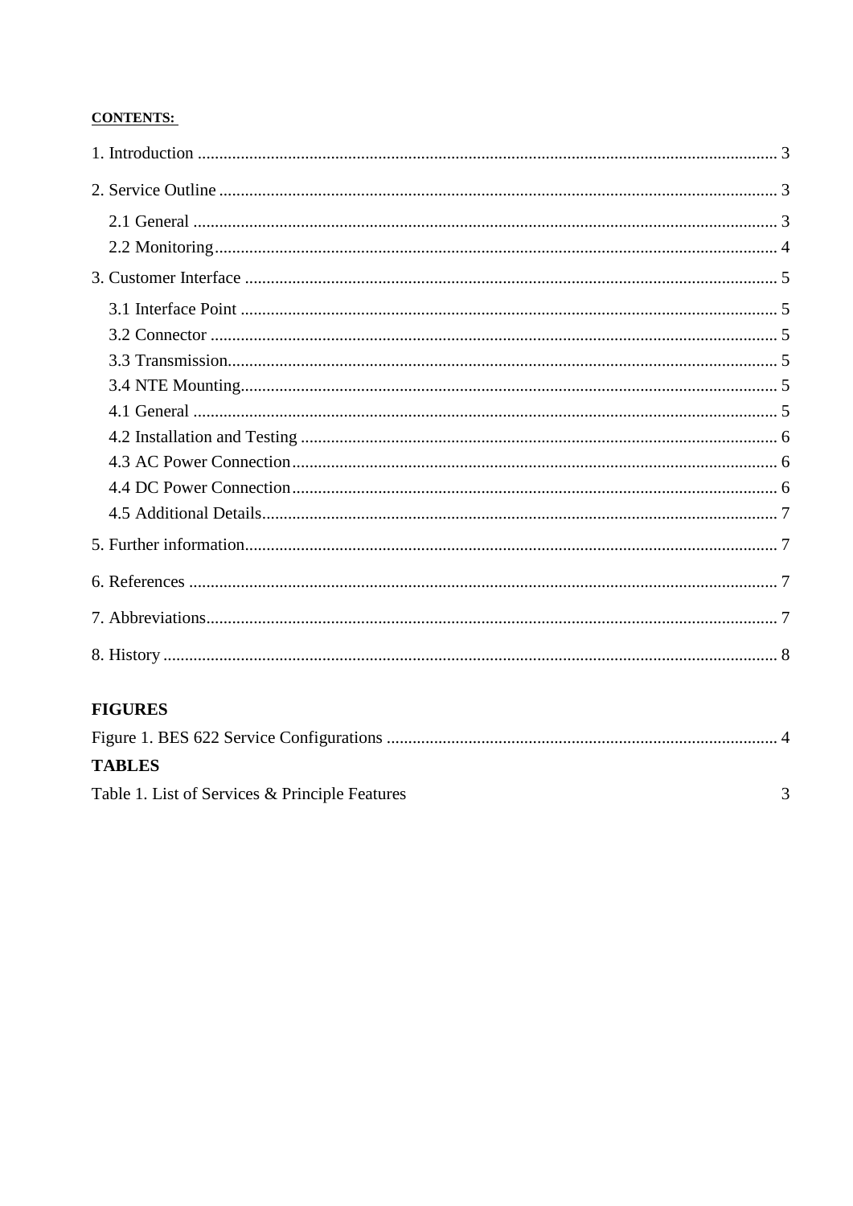**CONTENTS:**

1. Introduction ........................................................................................................................... 3

2. Service Outline ........................................................................................................................ 3

 2.1 General ............................................................................................................................. 3
 2.2 Monitoring ......................................................................................................................... 4

3. Customer Interface .................................................................................................................. 5

 3.1 Interface Point ................................................................................................................... 5
 3.2 Connector .......................................................................................................................... 5
 3.3 Transmission ..................................................................................................................... 5
 3.4 NTE Mounting ................................................................................................................... 5
 4.1 General ............................................................................................................................. 5
 4.2 Installation and Testing ..................................................................................................... 6
 4.3 AC Power Connection ....................................................................................................... 6
 4.4 DC Power Connection ....................................................................................................... 6
 4.5 Additional Details .............................................................................................................. 7

5. Further information .................................................................................................................. 7

6. References .............................................................................................................................. 7

7. Abbreviations ........................................................................................................................... 7

8. History ...................................................................................................................................... 8

**FIGURES**

Figure 1. BES 622 Service Configurations ................................................................................. 4

**TABLES**

Table 1. List of Services & Principle Features 3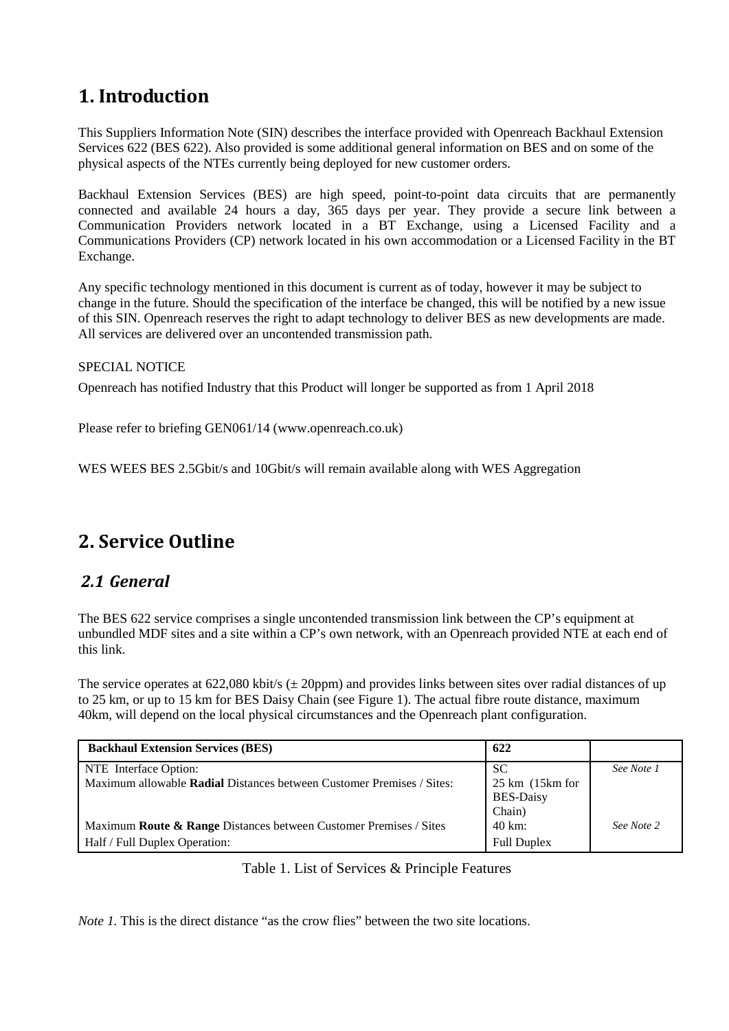# 1. Introduction

This Suppliers Information Note (SIN) describes the interface provided with Openreach Backhaul Extension Services 622 (BES 622). Also provided is some additional general information on BES and on some of the physical aspects of the NTEs currently being deployed for new customer orders.

Backhaul Extension Services (BES) are high speed, point-to-point data circuits that are permanently connected and available 24 hours a day, 365 days per year. They provide a secure link between a Communication Providers network located in a BT Exchange, using a Licensed Facility and a Communications Providers (CP) network located in his own accommodation or a Licensed Facility in the BT Exchange.

Any specific technology mentioned in this document is current as of today, however it may be subject to change in the future. Should the specification of the interface be changed, this will be notified by a new issue of this SIN. Openreach reserves the right to adapt technology to deliver BES as new developments are made. All services are delivered over an uncontended transmission path.

SPECIAL NOTICE

Openreach has notified Industry that this Product will longer be supported as from 1 April 2018

Please refer to briefing GEN061/14 (www.openreach.co.uk)

WES WEES BES 2.5Gbit/s and 10Gbit/s will remain available along with WES Aggregation

# 2. Service Outline

## 2.1 General

The BES 622 service comprises a single uncontended transmission link between the CP's equipment at unbundled MDF sites and a site within a CP's own network, with an Openreach provided NTE at each end of this link.

The service operates at 622,080 kbit/s (± 20ppm) and provides links between sites over radial distances of up to 25 km, or up to 15 km for BES Daisy Chain (see Figure 1). The actual fibre route distance, maximum 40km, will depend on the local physical circumstances and the Openreach plant configuration.

| **Backhaul Extension Services (BES)** | **622** | |
|---|---|---|
| NTE Interface Option: | SC | *See Note 1* |
| Maximum allowable **Radial** Distances between Customer Premises / Sites: | 25 km (15km for BES-Daisy Chain) | |
| Maximum **Route & Range** Distances between Customer Premises / Sites | 40 km: | *See Note 2* |
| Half / Full Duplex Operation: | Full Duplex | |

Table 1. List of Services & Principle Features

*Note 1.* This is the direct distance "as the crow flies" between the two site locations.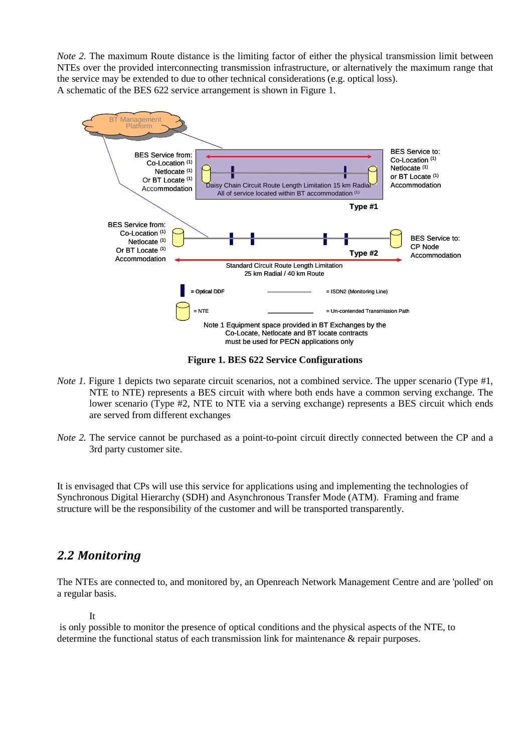*Note 2.* The maximum Route distance is the limiting factor of either the physical transmission limit between NTEs over the provided interconnecting transmission infrastructure, or alternatively the maximum range that the service may be extended to due to other technical considerations (e.g. optical loss).
A schematic of the BES 622 service arrangement is shown in Figure 1.

BT Management Platform

BES Service from: Co-Location [(1)] Netlocate [(1)] Or BT Locate [(1)] Accommodation

Daisy Chain Circuit Route Length Limitation 15 km Radial
All of service located within BT accommodation [(1)]

BES Service to: Co-Location [(1)] Netlocate [(1)] or BT Locate [(1)] Accommodation

Type #1

BES Service from: Co-Location [(1)] Netlocate [(1)] Or BT Locate [(1)] Accommodation

Type #2

BES Service to: CP Node Accommodation

Standard Circuit Route Length Limitation
25 km Radial / 40 km Route

= Optical DDF

= ISDN2 (Monitoring Line)

= NTE

= Un-contended Transmission Path

Note 1 Equipment space provided in BT Exchanges by the Co-Locate, Netlocate and BT locate contracts must be used for PECN applications only

**Figure 1. BES 622 Service Configurations**

*Note 1.* Figure 1 depicts two separate circuit scenarios, not a combined service. The upper scenario (Type #1, NTE to NTE) represents a BES circuit with where both ends have a common serving exchange. The lower scenario (Type #2, NTE to NTE via a serving exchange) represents a BES circuit which ends are served from different exchanges

*Note 2.* The service cannot be purchased as a point-to-point circuit directly connected between the CP and a 3rd party customer site.

It is envisaged that CPs will use this service for applications using and implementing the technologies of Synchronous Digital Hierarchy (SDH) and Asynchronous Transfer Mode (ATM). Framing and frame structure will be the responsibility of the customer and will be transported transparently.

## *2.2 Monitoring*

The NTEs are connected to, and monitored by, an Openreach Network Management Centre and are 'polled' on a regular basis.

It is only possible to monitor the presence of optical conditions and the physical aspects of the NTE, to determine the functional status of each transmission link for maintenance & repair purposes.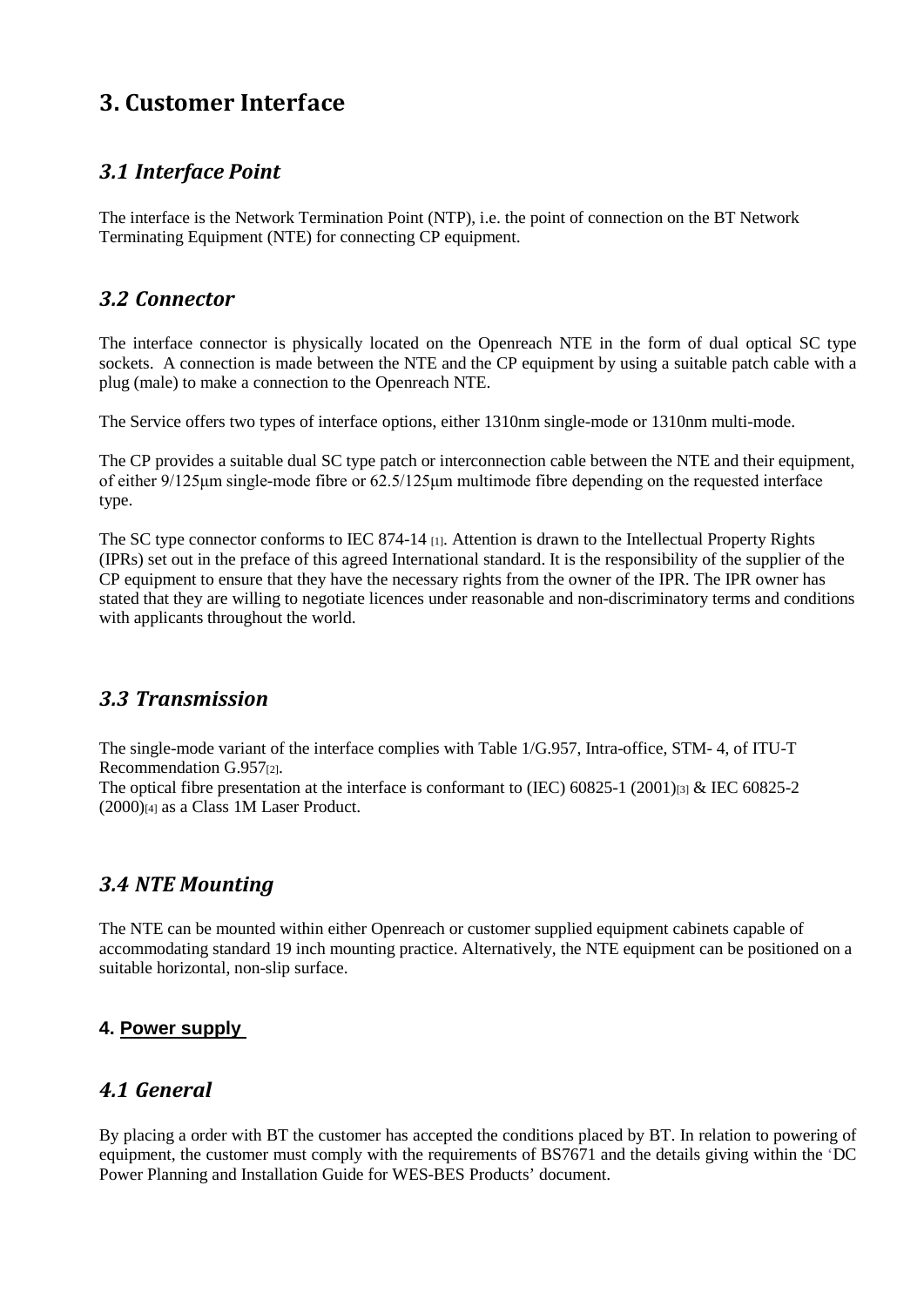# 3. Customer Interface

## *3.1 Interface Point*

The interface is the Network Termination Point (NTP), i.e. the point of connection on the BT Network Terminating Equipment (NTE) for connecting CP equipment.

## *3.2 Connector*

The interface connector is physically located on the Openreach NTE in the form of dual optical SC type sockets. A connection is made between the NTE and the CP equipment by using a suitable patch cable with a plug (male) to make a connection to the Openreach NTE.

The Service offers two types of interface options, either 1310nm single-mode or 1310nm multi-mode.

The CP provides a suitable dual SC type patch or interconnection cable between the NTE and their equipment, of either 9/125μm single-mode fibre or 62.5/125μm multimode fibre depending on the requested interface type.

The SC type connector conforms to IEC 874-14 [1]. Attention is drawn to the Intellectual Property Rights (IPRs) set out in the preface of this agreed International standard. It is the responsibility of the supplier of the CP equipment to ensure that they have the necessary rights from the owner of the IPR. The IPR owner has stated that they are willing to negotiate licences under reasonable and non-discriminatory terms and conditions with applicants throughout the world.

## *3.3 Transmission*

The single-mode variant of the interface complies with Table 1/G.957, Intra-office, STM- 4, of ITU-T Recommendation G.957[2].
The optical fibre presentation at the interface is conformant to (IEC) 60825-1 (2001)[3] & IEC 60825-2 (2000)[4] as a Class 1M Laser Product.

## *3.4 NTE Mounting*

The NTE can be mounted within either Openreach or customer supplied equipment cabinets capable of accommodating standard 19 inch mounting practice. Alternatively, the NTE equipment can be positioned on a suitable horizontal, non-slip surface.

### 4. Power supply

## *4.1 General*

By placing a order with BT the customer has accepted the conditions placed by BT. In relation to powering of equipment, the customer must comply with the requirements of BS7671 and the details giving within the 'DC Power Planning and Installation Guide for WES-BES Products' document.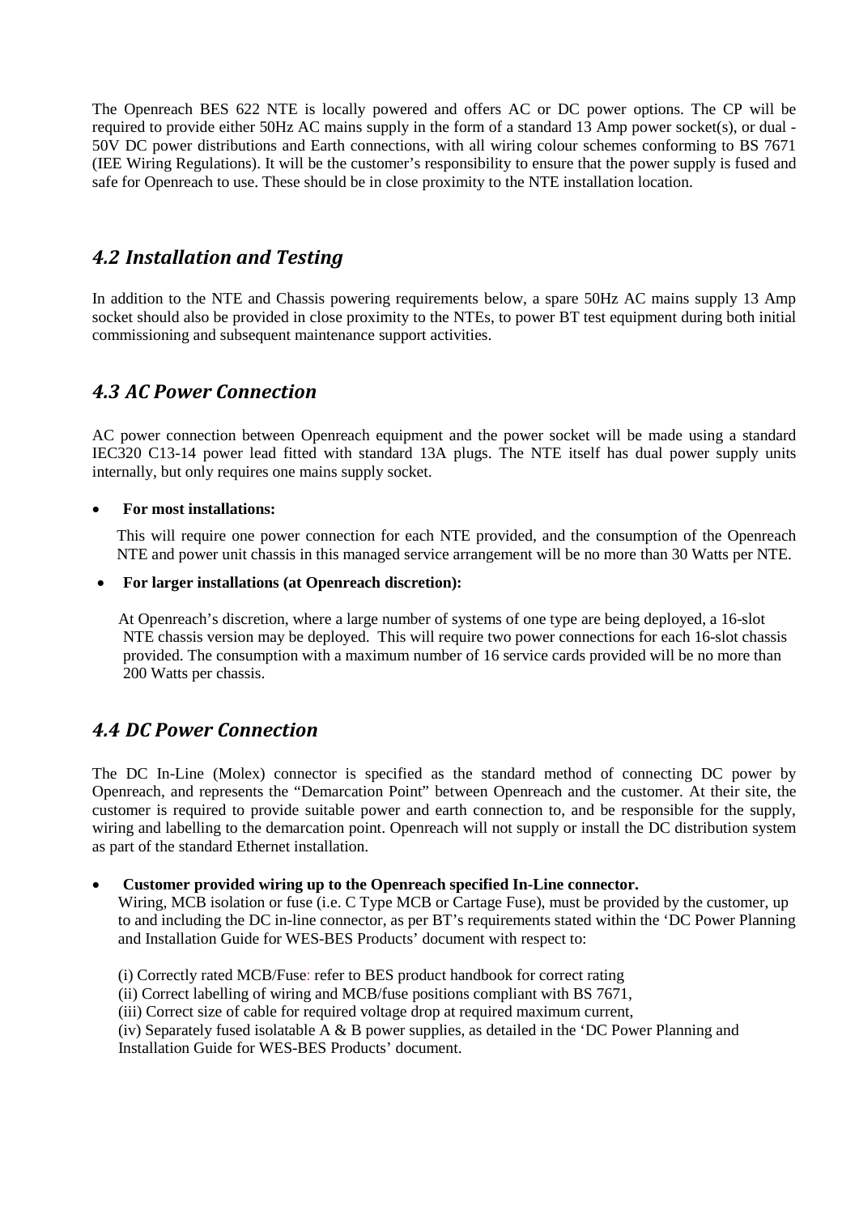The Openreach BES 622 NTE is locally powered and offers AC or DC power options. The CP will be required to provide either 50Hz AC mains supply in the form of a standard 13 Amp power socket(s), or dual -50V DC power distributions and Earth connections, with all wiring colour schemes conforming to BS 7671 (IEE Wiring Regulations). It will be the customer's responsibility to ensure that the power supply is fused and safe for Openreach to use. These should be in close proximity to the NTE installation location.

## *4.2 Installation and Testing*

In addition to the NTE and Chassis powering requirements below, a spare 50Hz AC mains supply 13 Amp socket should also be provided in close proximity to the NTEs, to power BT test equipment during both initial commissioning and subsequent maintenance support activities.

## *4.3 AC Power Connection*

AC power connection between Openreach equipment and the power socket will be made using a standard IEC320 C13-14 power lead fitted with standard 13A plugs. The NTE itself has dual power supply units internally, but only requires one mains supply socket.

- **For most installations:**

  This will require one power connection for each NTE provided, and the consumption of the Openreach NTE and power unit chassis in this managed service arrangement will be no more than 30 Watts per NTE.

- **For larger installations (at Openreach discretion):**

  At Openreach's discretion, where a large number of systems of one type are being deployed, a 16-slot NTE chassis version may be deployed. This will require two power connections for each 16-slot chassis provided. The consumption with a maximum number of 16 service cards provided will be no more than 200 Watts per chassis.

## *4.4 DC Power Connection*

The DC In-Line (Molex) connector is specified as the standard method of connecting DC power by Openreach, and represents the "Demarcation Point" between Openreach and the customer. At their site, the customer is required to provide suitable power and earth connection to, and be responsible for the supply, wiring and labelling to the demarcation point. Openreach will not supply or install the DC distribution system as part of the standard Ethernet installation.

- **Customer provided wiring up to the Openreach specified In-Line connector.**
  Wiring, MCB isolation or fuse (i.e. C Type MCB or Cartage Fuse), must be provided by the customer, up to and including the DC in-line connector, as per BT's requirements stated within the 'DC Power Planning and Installation Guide for WES-BES Products' document with respect to:

  (i) Correctly rated MCB/Fuse: refer to BES product handbook for correct rating
  (ii) Correct labelling of wiring and MCB/fuse positions compliant with BS 7671,
  (iii) Correct size of cable for required voltage drop at required maximum current,
  (iv) Separately fused isolatable A & B power supplies, as detailed in the 'DC Power Planning and Installation Guide for WES-BES Products' document.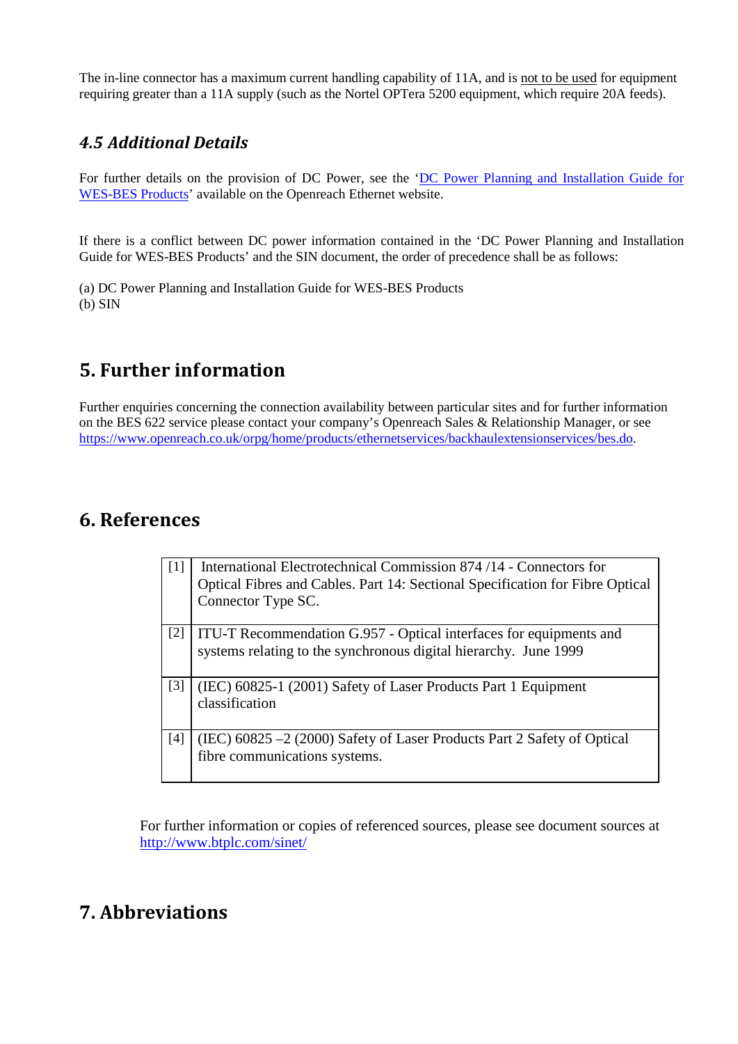The in-line connector has a maximum current handling capability of 11A, and is not to be used for equipment requiring greater than a 11A supply (such as the Nortel OPTera 5200 equipment, which require 20A feeds).

### *4.5 Additional Details*

For further details on the provision of DC Power, see the '[DC Power Planning and Installation Guide for WES-BES Products](DC Power Planning and Installation Guide for WES-BES Products)' available on the Openreach Ethernet website.

If there is a conflict between DC power information contained in the 'DC Power Planning and Installation Guide for WES-BES Products' and the SIN document, the order of precedence shall be as follows:

(a) DC Power Planning and Installation Guide for WES-BES Products
(b) SIN

## 5. Further information

Further enquiries concerning the connection availability between particular sites and for further information on the BES 622 service please contact your company's Openreach Sales & Relationship Manager, or see https://www.openreach.co.uk/orpg/home/products/ethernetservices/backhaulextensionservices/bes.do.

## 6. References

| | |
|---|---|
| [1] | International Electrotechnical Commission 874 /14 - Connectors for Optical Fibres and Cables. Part 14: Sectional Specification for Fibre Optical Connector Type SC. |
| [2] | ITU-T Recommendation G.957 - Optical interfaces for equipments and systems relating to the synchronous digital hierarchy. June 1999 |
| [3] | (IEC) 60825-1 (2001) Safety of Laser Products Part 1 Equipment classification |
| [4] | (IEC) 60825 –2 (2000) Safety of Laser Products Part 2 Safety of Optical fibre communications systems. |

For further information or copies of referenced sources, please see document sources at http://www.btplc.com/sinet/

## 7. Abbreviations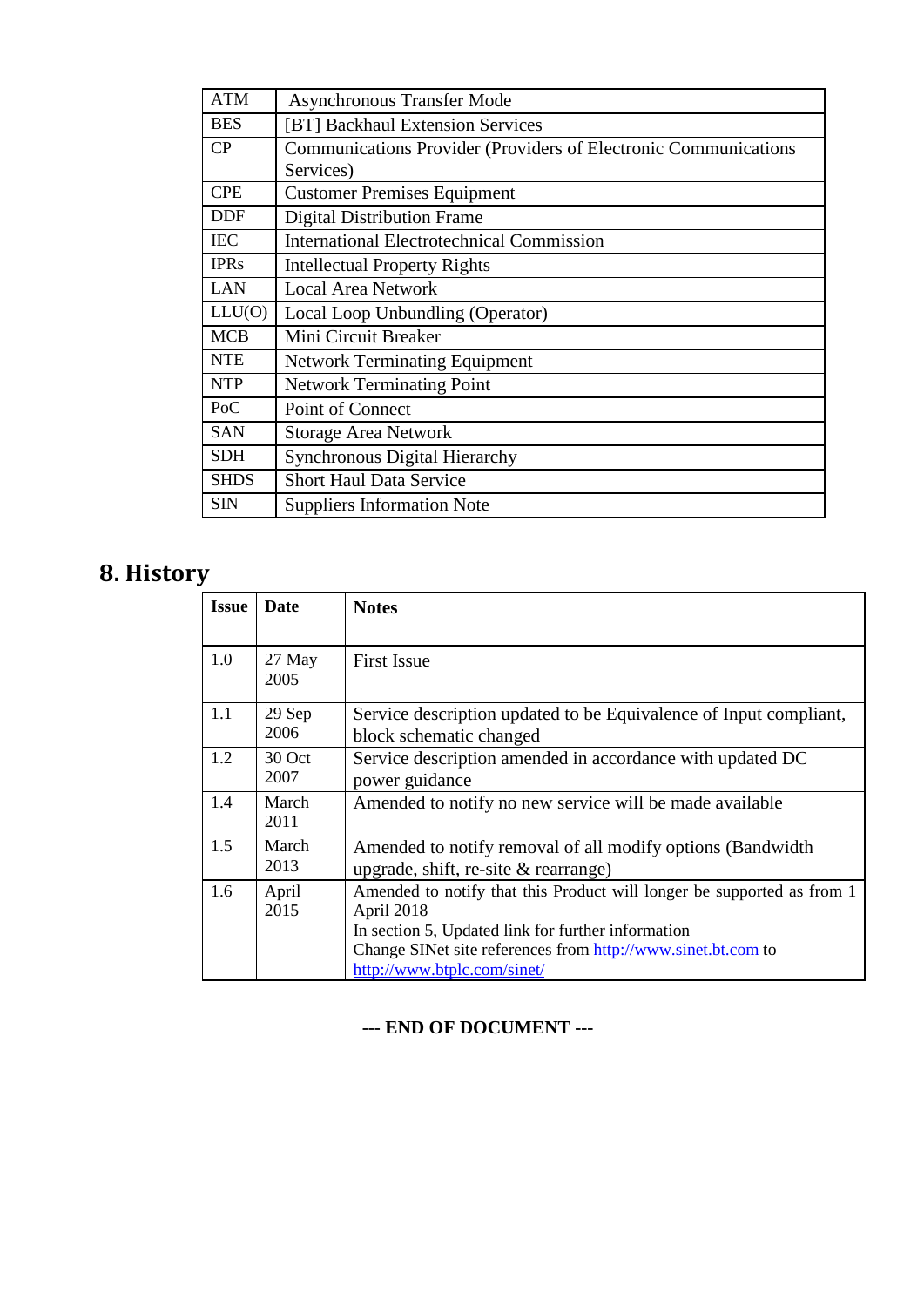| | |
|---|---|
| ATM | Asynchronous Transfer Mode |
| BES | [BT] Backhaul Extension Services |
| CP | Communications Provider (Providers of Electronic Communications Services) |
| CPE | Customer Premises Equipment |
| DDF | Digital Distribution Frame |
| IEC | International Electrotechnical Commission |
| IPRs | Intellectual Property Rights |
| LAN | Local Area Network |
| LLU(O) | Local Loop Unbundling (Operator) |
| MCB | Mini Circuit Breaker |
| NTE | Network Terminating Equipment |
| NTP | Network Terminating Point |
| PoC | Point of Connect |
| SAN | Storage Area Network |
| SDH | Synchronous Digital Hierarchy |
| SHDS | Short Haul Data Service |
| SIN | Suppliers Information Note |

# 8. History

| Issue | Date | Notes |
|---|---|---|
| 1.0 | 27 May 2005 | First Issue |
| 1.1 | 29 Sep 2006 | Service description updated to be Equivalence of Input compliant, block schematic changed |
| 1.2 | 30 Oct 2007 | Service description amended in accordance with updated DC power guidance |
| 1.4 | March 2011 | Amended to notify no new service will be made available |
| 1.5 | March 2013 | Amended to notify removal of all modify options (Bandwidth upgrade, shift, re-site & rearrange) |
| 1.6 | April 2015 | Amended to notify that this Product will longer be supported as from 1 April 2018<br>In section 5, Updated link for further information<br>Change SINet site references from http://www.sinet.bt.com to http://www.btplc.com/sinet/ |

**--- END OF DOCUMENT ---**